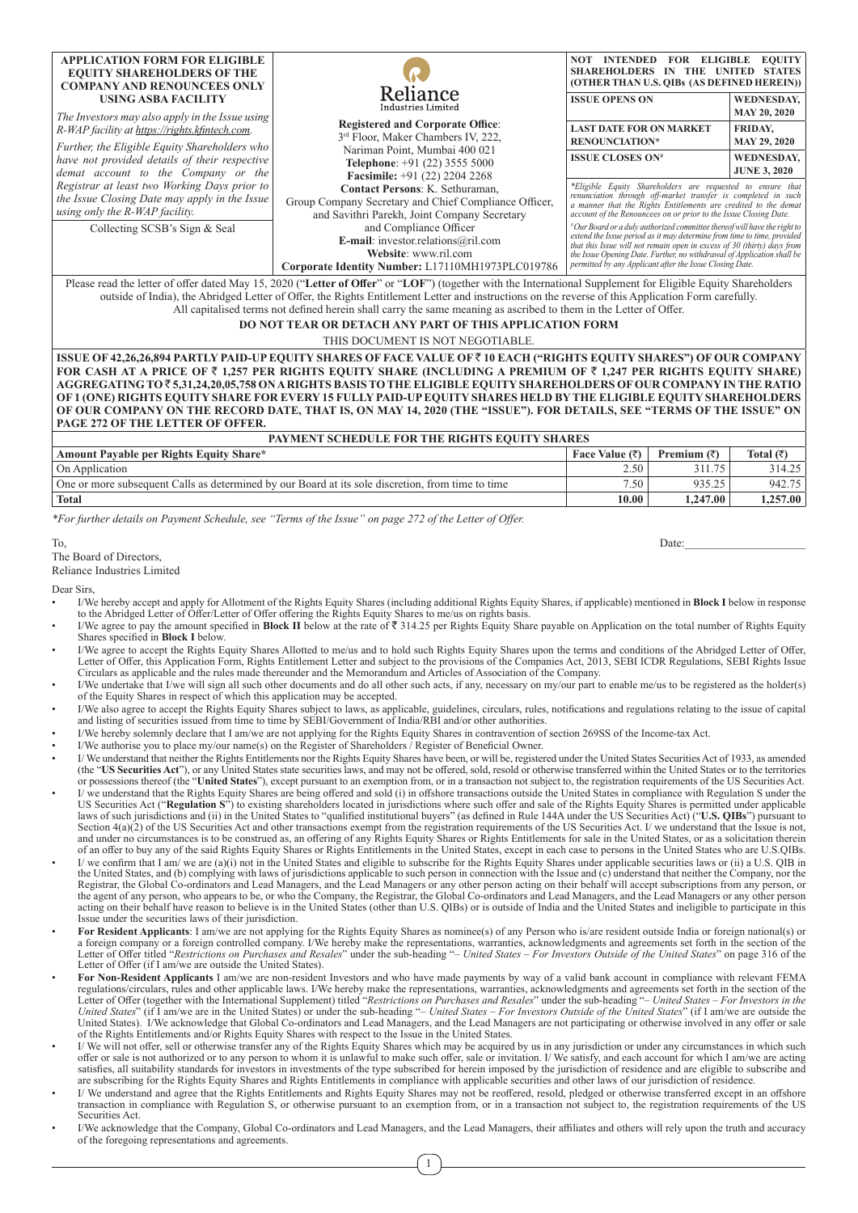**APPLICATION FORM FOR ELIGIBLE EQUITY SHAREHOLDERS OF THE COMPANY AND RENOUNCEES ONLY USING ASBA FACILITY**

*The Investors may also apply in the Issue using R-WAP facility at https://rights.kfintech.com.*

*Further, the Eligible Equity Shareholders who have not provided details of their respective demat account to the Company or the Registrar at least two Working Days prior to the Issue Closing Date may apply in the Issue using only the R-WAP facility.*

Collecting SCSB's Sign & Seal

**Reliance**
Industries Limited

**Registered and Corporate Office**:
3rd Floor, Maker Chambers IV, 222, Nariman Point, Mumbai 400 021
**Telephone**: +91 (22) 3555 5000
**Facsimile:** +91 (22) 2204 2268
**Contact Persons**: K. Sethuraman, Group Company Secretary and Chief Compliance Officer, and Savithri Parekh, Joint Company Secretary and Compliance Officer
**E-mail**: investor.relations@ril.com
**Website**: www.ril.com
**Corporate Identity Number:** L17110MH1973PLC019786

**NOT INTENDED FOR ELIGIBLE EQUITY SHAREHOLDERS IN THE UNITED STATES (OTHER THAN U.S. QIBs (AS DEFINED HEREIN))**

| | |
|---|---|
| **ISSUE OPENS ON** | **WEDNESDAY, MAY 20, 2020** |
| **LAST DATE FOR ON MARKET RENOUNCIATION*** | **FRIDAY, MAY 29, 2020** |
| **ISSUE CLOSES ON#** | **WEDNESDAY, JUNE 3, 2020** |

*\*Eligible Equity Shareholders are requested to ensure that renunciation through off-market transfer is completed in such a manner that the Rights Entitlements are credited to the demat account of the Renouncees on or prior to the Issue Closing Date.*

*#Our Board or a duly authorized committee thereof will have the right to extend the Issue period as it may determine from time to time, provided that this Issue will not remain open in excess of 30 (thirty) days from the Issue Opening Date. Further, no withdrawal of Application shall be permitted by any Applicant after the Issue Closing Date.*

Please read the letter of offer dated May 15, 2020 ("**Letter of Offer**" or "**LOF**") (together with the International Supplement for Eligible Equity Shareholders outside of India), the Abridged Letter of Offer, the Rights Entitlement Letter and instructions on the reverse of this Application Form carefully. All capitalised terms not defined herein shall carry the same meaning as ascribed to them in the Letter of Offer.

**DO NOT TEAR OR DETACH ANY PART OF THIS APPLICATION FORM**

THIS DOCUMENT IS NOT NEGOTIABLE.

**ISSUE OF 42,26,26,894 PARTLY PAID-UP EQUITY SHARES OF FACE VALUE OF ₹ 10 EACH ("RIGHTS EQUITY SHARES") OF OUR COMPANY FOR CASH AT A PRICE OF ₹ 1,257 PER RIGHTS EQUITY SHARE (INCLUDING A PREMIUM OF ₹ 1,247 PER RIGHTS EQUITY SHARE) AGGREGATING TO ₹ 5,31,24,20,05,758 ON A RIGHTS BASIS TO THE ELIGIBLE EQUITY SHAREHOLDERS OF OUR COMPANY IN THE RATIO OF 1 (ONE) RIGHTS EQUITY SHARE FOR EVERY 15 FULLY PAID-UP EQUITY SHARES HELD BY THE ELIGIBLE EQUITY SHAREHOLDERS OF OUR COMPANY ON THE RECORD DATE, THAT IS, ON MAY 14, 2020 (THE "ISSUE"). FOR DETAILS, SEE "TERMS OF THE ISSUE" ON PAGE 272 OF THE LETTER OF OFFER.**

**PAYMENT SCHEDULE FOR THE RIGHTS EQUITY SHARES**

| **Amount Payable per Rights Equity Share*** | **Face Value (₹)** | **Premium (₹)** | **Total (₹)** |
|---|---|---|---|
| On Application | 2.50 | 311.75 | 314.25 |
| One or more subsequent Calls as determined by our Board at its sole discretion, from time to time | 7.50 | 935.25 | 942.75 |
| **Total** | **10.00** | **1,247.00** | **1,257.00** |

*\*For further details on Payment Schedule, see "Terms of the Issue" on page 272 of the Letter of Offer.*

To,
The Board of Directors,
Reliance Industries Limited

Date:____________________

Dear Sirs,

- I/We hereby accept and apply for Allotment of the Rights Equity Shares (including additional Rights Equity Shares, if applicable) mentioned in **Block I** below in response to the Abridged Letter of Offer/Letter of Offer offering the Rights Equity Shares to me/us on rights basis.
- I/We agree to pay the amount specified in **Block II** below at the rate of ₹ 314.25 per Rights Equity Share payable on Application on the total number of Rights Equity Shares specified in **Block I** below.
- I/We agree to accept the Rights Equity Shares Allotted to me/us and to hold such Rights Equity Shares upon the terms and conditions of the Abridged Letter of Offer, Letter of Offer, this Application Form, Rights Entitlement Letter and subject to the provisions of the Companies Act, 2013, SEBI ICDR Regulations, SEBI Rights Issue Circulars as applicable and the rules made thereunder and the Memorandum and Articles of Association of the Company.
- I/We undertake that I/we will sign all such other documents and do all other such acts, if any, necessary on my/our part to enable me/us to be registered as the holder(s) of the Equity Shares in respect of which this application may be accepted.
- I/We also agree to accept the Rights Equity Shares subject to laws, as applicable, guidelines, circulars, rules, notifications and regulations relating to the issue of capital and listing of securities issued from time to time by SEBI/Government of India/RBI and/or other authorities.
- I/We hereby solemnly declare that I am/we are not applying for the Rights Equity Shares in contravention of section 269SS of the Income-tax Act.
- I/We authorise you to place my/our name(s) on the Register of Shareholders / Register of Beneficial Owner.
- I/ We understand that neither the Rights Entitlements nor the Rights Equity Shares have been, or will be, registered under the United States Securities Act of 1933, as amended (the "**US Securities Act**"), or any United States state securities laws, and may not be offered, sold, resold or otherwise transferred within the United States or to the territories or possessions thereof (the "**United States**"), except pursuant to an exemption from, or in a transaction not subject to, the registration requirements of the US Securities Act.
- I/ we understand that the Rights Equity Shares are being offered and sold (i) in offshore transactions outside the United States in compliance with Regulation S under the US Securities Act ("**Regulation S**") to existing shareholders located in jurisdictions where such offer and sale of the Rights Equity Shares is permitted under applicable laws of such jurisdictions and (ii) in the United States to "qualified institutional buyers" (as defined in Rule 144A under the US Securities Act) ("**U.S. QIBs**") pursuant to Section 4(a)(2) of the US Securities Act and other transactions exempt from the registration requirements of the US Securities Act. I/ we understand that the Issue is not, and under no circumstances is to be construed as, an offering of any Rights Equity Shares or Rights Entitlements for sale in the United States, or as a solicitation therein of an offer to buy any of the said Rights Equity Shares or Rights Entitlements in the United States, except in each case to persons in the United States who are U.S.QIBs.
- I/ we confirm that I am/ we are (a)(i) not in the United States and eligible to subscribe for the Rights Equity Shares under applicable securities laws or (ii) a U.S. QIB in the United States, and (b) complying with laws of jurisdictions applicable to such person in connection with the Issue and (c) understand that neither the Company, nor the Registrar, the Global Co-ordinators and Lead Managers, and the Lead Managers or any other person acting on their behalf will accept subscriptions from any person, or the agent of any person, who appears to be, or who the Company, the Registrar, the Global Co-ordinators and Lead Managers, and the Lead Managers or any other person acting on their behalf have reason to believe is in the United States (other than U.S. QIBs) or is outside of India and the United States and ineligible to participate in this Issue under the securities laws of their jurisdiction.
- **For Resident Applicants**: I am/we are not applying for the Rights Equity Shares as nominee(s) of any Person who is/are resident outside India or foreign national(s) or a foreign company or a foreign controlled company. I/We hereby make the representations, warranties, acknowledgments and agreements set forth in the section of the Letter of Offer titled "*Restrictions on Purchases and Resales*" under the sub-heading "*– United States – For Investors Outside of the United States*" on page 316 of the Letter of Offer (if I am/we are outside the United States).
- **For Non-Resident Applicants** I am/we are non-resident Investors and who have made payments by way of a valid bank account in compliance with relevant FEMA regulations/circulars, rules and other applicable laws. I/We hereby make the representations, warranties, acknowledgments and agreements set forth in the section of the Letter of Offer (together with the International Supplement) titled "*Restrictions on Purchases and Resales*" under the sub-heading "*– United States – For Investors in the United States*" (if I am/we are in the United States) or under the sub-heading "*– United States – For Investors Outside of the United States*" (if I am/we are outside the United States). I/We acknowledge that Global Co-ordinators and Lead Managers, and the Lead Managers are not participating or otherwise involved in any offer or sale of the Rights Entitlements and/or Rights Equity Shares with respect to the Issue in the United States.
- I/ We will not offer, sell or otherwise transfer any of the Rights Equity Shares which may be acquired by us in any jurisdiction or under any circumstances in which such offer or sale is not authorized or to any person to whom it is unlawful to make such offer, sale or invitation. I/ We satisfy, and each account for which I am/we are acting satisfies, all suitability standards for investors in investments of the type subscribed for herein imposed by the jurisdiction of residence and are eligible to subscribe and are subscribing for the Rights Equity Shares and Rights Entitlements in compliance with applicable securities and other laws of our jurisdiction of residence.
- I/ We understand and agree that the Rights Entitlements and Rights Equity Shares may not be reoffered, resold, pledged or otherwise transferred except in an offshore transaction in compliance with Regulation S, or otherwise pursuant to an exemption from, or in a transaction not subject to, the registration requirements of the US Securities Act.
- I/We acknowledge that the Company, Global Co-ordinators and Lead Managers, and the Lead Managers, their affiliates and others will rely upon the truth and accuracy of the foregoing representations and agreements.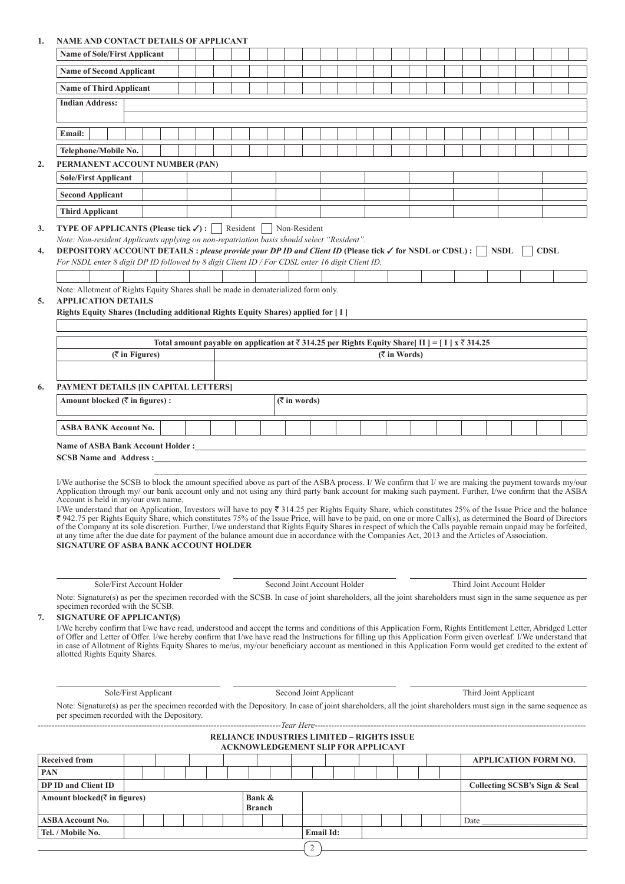**1. NAME AND CONTACT DETAILS OF APPLICANT**

| | |
|---|---|
| **Name of Sole/First Applicant** | |
| **Name of Second Applicant** | |
| **Name of Third Applicant** | |
| **Indian Address:** | |
| **Email:** | |
| **Telephone/Mobile No.** | |

**2. PERMANENT ACCOUNT NUMBER (PAN)**

| | |
|---|---|
| **Sole/First Applicant** | |
| **Second Applicant** | |
| **Third Applicant** | |

**3. TYPE OF APPLICANTS (Please tick ✓) :** ☐ Resident ☐ Non-Resident

*Note: Non-resident Applicants applying on non-repatriation basis should select "Resident".*

**4. DEPOSITORY ACCOUNT DETAILS :** ***please provide your DP ID and Client ID*** **(Please tick ✓ for NSDL or CDSL) :** ☐ **NSDL** ☐ **CDSL**

*For NSDL enter 8 digit DP ID followed by 8 digit Client ID / For CDSL enter 16 digit Client ID.*

Note: Allotment of Rights Equity Shares shall be made in dematerialized form only.

**5. APPLICATION DETAILS**

**Rights Equity Shares (Including additional Rights Equity Shares) applied for [ I ]**

| **Total amount payable on application at ₹ 314.25 per Rights Equity Share[ II ] = [ I ] x ₹ 314.25** | |
|---|---|
| **(₹ in Figures)** | **(₹ in Words)** |
| | |

**6. PAYMENT DETAILS [IN CAPITAL LETTERS]**

| | |
|---|---|
| **Amount blocked (₹ in figures) :** | **(₹ in words)** |
| **ASBA BANK Account No.** | |

**Name of ASBA Bank Account Holder :**\_\_\_\_\_\_\_\_\_\_\_\_\_\_\_\_\_\_\_\_\_\_\_\_\_\_\_\_

**SCSB Name and Address :**\_\_\_\_\_\_\_\_\_\_\_\_\_\_\_\_\_\_\_\_\_\_\_\_\_\_\_\_

I/We authorise the SCSB to block the amount specified above as part of the ASBA process. I/ We confirm that I/ we are making the payment towards my/our Application through my/ our bank account only and not using any third party bank account for making such payment. Further, I/we confirm that the ASBA Account is held in my/our own name.

I/We understand that on Application, Investors will have to pay ₹ 314.25 per Rights Equity Share, which constitutes 25% of the Issue Price and the balance ₹ 942.75 per Rights Equity Share, which constitutes 75% of the Issue Price, will have to be paid, on one or more Call(s), as determined the Board of Directors of the Company at its sole discretion. Further, I/we understand that Rights Equity Shares in respect of which the Calls payable remain unpaid may be forfeited, at any time after the due date for payment of the balance amount due in accordance with the Companies Act, 2013 and the Articles of Association.

**SIGNATURE OF ASBA BANK ACCOUNT HOLDER**

| Sole/First Account Holder | Second Joint Account Holder | Third Joint Account Holder |
|---|---|---|

Note: Signature(s) as per the specimen recorded with the SCSB. In case of joint shareholders, all the joint shareholders must sign in the same sequence as per specimen recorded with the SCSB.

**7. SIGNATURE OF APPLICANT(S)**

I/We hereby confirm that I/we have read, understood and accept the terms and conditions of this Application Form, Rights Entitlement Letter, Abridged Letter of Offer and Letter of Offer. I/we hereby confirm that I/we have read the Instructions for filling up this Application Form given overleaf. I/We understand that in case of Allotment of Rights Equity Shares to me/us, my/our beneficiary account as mentioned in this Application Form would get credited to the extent of allotted Rights Equity Shares.

| Sole/First Applicant | Second Joint Applicant | Third Joint Applicant |
|---|---|---|

Note: Signature(s) as per the specimen recorded with the Depository. In case of joint shareholders, all the joint shareholders must sign in the same sequence as per specimen recorded with the Depository.

*Tear Here*

**RELIANCE INDUSTRIES LIMITED – RIGHTS ISSUE**
**ACKNOWLEDGEMENT SLIP FOR APPLICANT**

| | | | | |
|---|---|---|---|---|
| **Received from** | | | | **APPLICATION FORM NO.** |
| **PAN** | | | | |
| **DP ID and Client ID** | | | | **Collecting SCSB's Sign & Seal** |
| **Amount blocked(₹ in figures)** | | **Bank & Branch** | | |
| **ASBA Account No.** | | | | Date \_\_\_\_\_\_\_\_\_\_ |
| **Tel. / Mobile No.** | | **Email Id:** | | |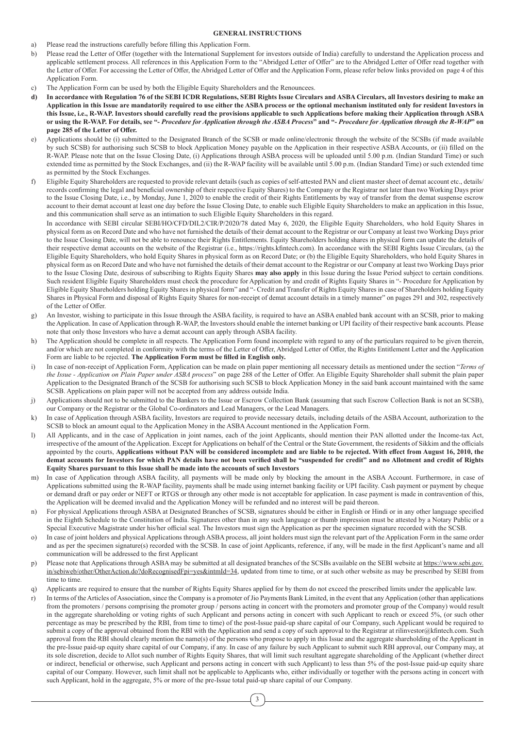## GENERAL INSTRUCTIONS

a) Please read the instructions carefully before filling this Application Form.

b) Please read the Letter of Offer (together with the International Supplement for investors outside of India) carefully to understand the Application process and applicable settlement process. All references in this Application Form to the "Abridged Letter of Offer" are to the Abridged Letter of Offer read together with the Letter of Offer. For accessing the Letter of Offer, the Abridged Letter of Offer and the Application Form, please refer below links provided on page 4 of this Application Form.

c) The Application Form can be used by both the Eligible Equity Shareholders and the Renouncees.

d) **In accordance with Regulation 76 of the SEBI ICDR Regulations, SEBI Rights Issue Circulars and ASBA Circulars, all Investors desiring to make an Application in this Issue are mandatorily required to use either the ASBA process or the optional mechanism instituted only for resident Investors in this Issue, i.e., R-WAP. Investors should carefully read the provisions applicable to such Applications before making their Application through ASBA or using the R-WAP. For details, see "*- Procedure for Application through the ASBA Process*" and "*- Procedure for Application through the R-WAP*" on page 285 of the Letter of Offer.**

e) Applications should be (i) submitted to the Designated Branch of the SCSB or made online/electronic through the website of the SCSBs (if made available by such SCSB) for authorising such SCSB to block Application Money payable on the Application in their respective ASBA Accounts, or (ii) filled on the R-WAP. Please note that on the Issue Closing Date, (i) Applications through ASBA process will be uploaded until 5.00 p.m. (Indian Standard Time) or such extended time as permitted by the Stock Exchanges, and (ii) the R-WAP facility will be available until 5.00 p.m. (Indian Standard Time) or such extended time as permitted by the Stock Exchanges.

f) Eligible Equity Shareholders are requested to provide relevant details (such as copies of self-attested PAN and client master sheet of demat account etc., details/records confirming the legal and beneficial ownership of their respective Equity Shares) to the Company or the Registrar not later than two Working Days prior to the Issue Closing Date, i.e., by Monday, June 1, 2020 to enable the credit of their Rights Entitlements by way of transfer from the demat suspense escrow account to their demat account at least one day before the Issue Closing Date, to enable such Eligible Equity Shareholders to make an application in this Issue, and this communication shall serve as an intimation to such Eligible Equity Shareholders in this regard.

   In accordance with SEBI circular SEBI/HO/CFD/DIL2/CIR/P/2020/78 dated May 6, 2020, the Eligible Equity Shareholders, who hold Equity Shares in physical form as on Record Date and who have not furnished the details of their demat account to the Registrar or our Company at least two Working Days prior to the Issue Closing Date, will not be able to renounce their Rights Entitlements. Equity Shareholders holding shares in physical form can update the details of their respective demat accounts on the website of the Registrar (i.e., https://rights.kfintech.com). In accordance with the SEBI Rights Issue Circulars, (a) the Eligible Equity Shareholders, who hold Equity Shares in physical form as on Record Date; or (b) the Eligible Equity Shareholders, who hold Equity Shares in physical form as on Record Date and who have not furnished the details of their demat account to the Registrar or our Company at least two Working Days prior to the Issue Closing Date, desirous of subscribing to Rights Equity Shares **may also apply** in this Issue during the Issue Period subject to certain conditions. Such resident Eligible Equity Shareholders must check the procedure for Application by and credit of Rights Equity Shares in "- Procedure for Application by Eligible Equity Shareholders holding Equity Shares in physical form" and "- Credit and Transfer of Rights Equity Shares in case of Shareholders holding Equity Shares in Physical Form and disposal of Rights Equity Shares for non-receipt of demat account details in a timely manner" on pages 291 and 302, respectively of the Letter of Offer.

g) An Investor, wishing to participate in this Issue through the ASBA facility, is required to have an ASBA enabled bank account with an SCSB, prior to making the Application. In case of Application through R-WAP, the Investors should enable the internet banking or UPI facility of their respective bank accounts. Please note that only those Investors who have a demat account can apply through ASBA facility.

h) The Application should be complete in all respects. The Application Form found incomplete with regard to any of the particulars required to be given therein, and/or which are not completed in conformity with the terms of the Letter of Offer, Abridged Letter of Offer, the Rights Entitlement Letter and the Application Form are liable to be rejected. **The Application Form must be filled in English only.**

i) In case of non-receipt of Application Form, Application can be made on plain paper mentioning all necessary details as mentioned under the section "*Terms of the Issue - Application on Plain Paper under ASBA process*" on page 288 of the Letter of Offer. An Eligible Equity Shareholder shall submit the plain paper Application to the Designated Branch of the SCSB for authorising such SCSB to block Application Money in the said bank account maintained with the same SCSB. Applications on plain paper will not be accepted from any address outside India.

j) Applications should not to be submitted to the Bankers to the Issue or Escrow Collection Bank (assuming that such Escrow Collection Bank is not an SCSB), our Company or the Registrar or the Global Co-ordinators and Lead Managers, or the Lead Managers.

k) In case of Application through ASBA facility, Investors are required to provide necessary details, including details of the ASBA Account, authorization to the SCSB to block an amount equal to the Application Money in the ASBA Account mentioned in the Application Form.

l) All Applicants, and in the case of Application in joint names, each of the joint Applicants, should mention their PAN allotted under the Income-tax Act, irrespective of the amount of the Application. Except for Applications on behalf of the Central or the State Government, the residents of Sikkim and the officials appointed by the courts, **Applications without PAN will be considered incomplete and are liable to be rejected. With effect from August 16, 2010, the demat accounts for Investors for which PAN details have not been verified shall be "suspended for credit" and no Allotment and credit of Rights Equity Shares pursuant to this Issue shall be made into the accounts of such Investors**

m) In case of Application through ASBA facility, all payments will be made only by blocking the amount in the ASBA Account. Furthermore, in case of Applications submitted using the R-WAP facility, payments shall be made using internet banking facility or UPI facility. Cash payment or payment by cheque or demand draft or pay order or NEFT or RTGS or through any other mode is not acceptable for application. In case payment is made in contravention of this, the Application will be deemed invalid and the Application Money will be refunded and no interest will be paid thereon.

n) For physical Applications through ASBA at Designated Branches of SCSB, signatures should be either in English or Hindi or in any other language specified in the Eighth Schedule to the Constitution of India. Signatures other than in any such language or thumb impression must be attested by a Notary Public or a Special Executive Magistrate under his/her official seal. The Investors must sign the Application as per the specimen signature recorded with the SCSB.

o) In case of joint holders and physical Applications through ASBA process, all joint holders must sign the relevant part of the Application Form in the same order and as per the specimen signature(s) recorded with the SCSB. In case of joint Applicants, reference, if any, will be made in the first Applicant's name and all communication will be addressed to the first Applicant

p) Please note that Applications through ASBA may be submitted at all designated branches of the SCSBs available on the SEBI website at https://www.sebi.gov.in/sebiweb/other/OtherAction.do?doRecognisedFpi=yes&intmId=34, updated from time to time, or at such other website as may be prescribed by SEBI from time to time.

q) Applicants are required to ensure that the number of Rights Equity Shares applied for by them do not exceed the prescribed limits under the applicable law.

r) In terms of the Articles of Association, since the Company is a promoter of Jio Payments Bank Limited, in the event that any Application (other than applications from the promoters / persons comprising the promoter group / persons acting in concert with the promoters and promoter group of the Company) would result in the aggregate shareholding or voting rights of such Applicant and persons acting in concert with such Applicant to reach or exceed 5%, (or such other percentage as may be prescribed by the RBI, from time to time) of the post-Issue paid-up share capital of our Company, such Applicant would be required to submit a copy of the approval obtained from the RBI with the Application and send a copy of such approval to the Registrar at rilinvestor@kfintech.com. Such approval from the RBI should clearly mention the name(s) of the persons who propose to apply in this Issue and the aggregate shareholding of the Applicant in the pre-Issue paid-up equity share capital of our Company, if any. In case of any failure by such Applicant to submit such RBI approval, our Company may, at its sole discretion, decide to Allot such number of Rights Equity Shares, that will limit such resultant aggregate shareholding of the Applicant (whether direct or indirect, beneficial or otherwise, such Applicant and persons acting in concert with such Applicant) to less than 5% of the post-Issue paid-up equity share capital of our Company. However, such limit shall not be applicable to Applicants who, either individually or together with the persons acting in concert with such Applicant, hold in the aggregate, 5% or more of the pre-Issue total paid-up share capital of our Company.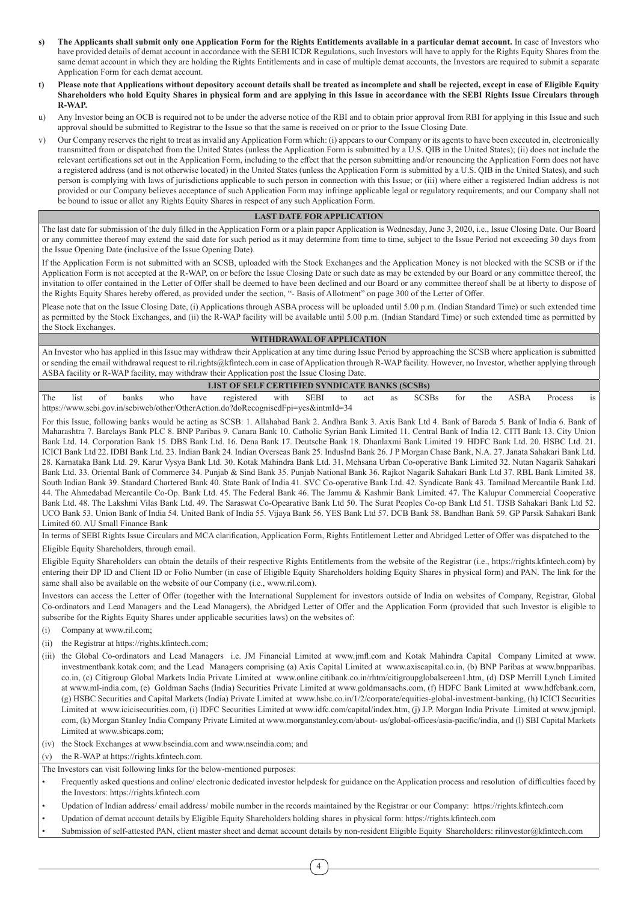s) **The Applicants shall submit only one Application Form for the Rights Entitlements available in a particular demat account.** In case of Investors who have provided details of demat account in accordance with the SEBI ICDR Regulations, such Investors will have to apply for the Rights Equity Shares from the same demat account in which they are holding the Rights Entitlements and in case of multiple demat accounts, the Investors are required to submit a separate Application Form for each demat account.

t) **Please note that Applications without depository account details shall be treated as incomplete and shall be rejected, except in case of Eligible Equity Shareholders who hold Equity Shares in physical form and are applying in this Issue in accordance with the SEBI Rights Issue Circulars through R-WAP.**

u) Any Investor being an OCB is required not to be under the adverse notice of the RBI and to obtain prior approval from RBI for applying in this Issue and such approval should be submitted to Registrar to the Issue so that the same is received on or prior to the Issue Closing Date.

v) Our Company reserves the right to treat as invalid any Application Form which: (i) appears to our Company or its agents to have been executed in, electronically transmitted from or dispatched from the United States (unless the Application Form is submitted by a U.S. QIB in the United States); (ii) does not include the relevant certifications set out in the Application Form, including to the effect that the person submitting and/or renouncing the Application Form does not have a registered address (and is not otherwise located) in the United States (unless the Application Form is submitted by a U.S. QIB in the United States), and such person is complying with laws of jurisdictions applicable to such person in connection with this Issue; or (iii) where either a registered Indian address is not provided or our Company believes acceptance of such Application Form may infringe applicable legal or regulatory requirements; and our Company shall not be bound to issue or allot any Rights Equity Shares in respect of any such Application Form.

## LAST DATE FOR APPLICATION

The last date for submission of the duly filled in the Application Form or a plain paper Application is Wednesday, June 3, 2020, i.e., Issue Closing Date. Our Board or any committee thereof may extend the said date for such period as it may determine from time to time, subject to the Issue Period not exceeding 30 days from the Issue Opening Date (inclusive of the Issue Opening Date).

If the Application Form is not submitted with an SCSB, uploaded with the Stock Exchanges and the Application Money is not blocked with the SCSB or if the Application Form is not accepted at the R-WAP, on or before the Issue Closing Date or such date as may be extended by our Board or any committee thereof, the invitation to offer contained in the Letter of Offer shall be deemed to have been declined and our Board or any committee thereof shall be at liberty to dispose of the Rights Equity Shares hereby offered, as provided under the section, "- Basis of Allotment" on page 300 of the Letter of Offer.

Please note that on the Issue Closing Date, (i) Applications through ASBA process will be uploaded until 5.00 p.m. (Indian Standard Time) or such extended time as permitted by the Stock Exchanges, and (ii) the R-WAP facility will be available until 5.00 p.m. (Indian Standard Time) or such extended time as permitted by the Stock Exchanges.

## WITHDRAWAL OF APPLICATION

An Investor who has applied in this Issue may withdraw their Application at any time during Issue Period by approaching the SCSB where application is submitted or sending the email withdrawal request to ril.rights@kfintech.com in case of Application through R-WAP facility. However, no Investor, whether applying through ASBA facility or R-WAP facility, may withdraw their Application post the Issue Closing Date.

## LIST OF SELF CERTIFIED SYNDICATE BANKS (SCSBs)

The list of banks who have registered with SEBI to act as SCSBs for the ASBA Process is https://www.sebi.gov.in/sebiweb/other/OtherAction.do?doRecognisedFpi=yes&intmId=34

For this Issue, following banks would be acting as SCSB: 1. Allahabad Bank 2. Andhra Bank 3. Axis Bank Ltd 4. Bank of Baroda 5. Bank of India 6. Bank of Maharashtra 7. Barclays Bank PLC 8. BNP Paribas 9. Canara Bank 10. Catholic Syrian Bank Limited 11. Central Bank of India 12. CITI Bank 13. City Union Bank Ltd. 14. Corporation Bank 15. DBS Bank Ltd. 16. Dena Bank 17. Deutsche Bank 18. Dhanlaxmi Bank Limited 19. HDFC Bank Ltd. 20. HSBC Ltd. 21. ICICI Bank Ltd 22. IDBI Bank Ltd. 23. Indian Bank 24. Indian Overseas Bank 25. IndusInd Bank 26. J P Morgan Chase Bank, N.A. 27. Janata Sahakari Bank Ltd. 28. Karnataka Bank Ltd. 29. Karur Vysya Bank Ltd. 30. Kotak Mahindra Bank Ltd. 31. Mehsana Urban Co-operative Bank Limited 32. Nutan Nagarik Sahakari Bank Ltd. 33. Oriental Bank of Commerce 34. Punjab & Sind Bank 35. Punjab National Bank 36. Rajkot Nagarik Sahakari Bank Ltd 37. RBL Bank Limited 38. South Indian Bank 39. Standard Chartered Bank 40. State Bank of India 41. SVC Co-operative Bank Ltd. 42. Syndicate Bank 43. Tamilnad Mercantile Bank Ltd. 44. The Ahmedabad Mercantile Co-Op. Bank Ltd. 45. The Federal Bank 46. The Jammu & Kashmir Bank Limited. 47. The Kalupur Commercial Cooperative Bank Ltd. 48. The Lakshmi Vilas Bank Ltd. 49. The Saraswat Co-Opearative Bank Ltd 50. The Surat Peoples Co-op Bank Ltd 51. TJSB Sahakari Bank Ltd 52. UCO Bank 53. Union Bank of India 54. United Bank of India 55. Vijaya Bank 56. YES Bank Ltd 57. DCB Bank 58. Bandhan Bank 59. GP Parsik Sahakari Bank Limited 60. AU Small Finance Bank

In terms of SEBI Rights Issue Circulars and MCA clarification, Application Form, Rights Entitlement Letter and Abridged Letter of Offer was dispatched to the Eligible Equity Shareholders, through email.

Eligible Equity Shareholders can obtain the details of their respective Rights Entitlements from the website of the Registrar (i.e., https://rights.kfintech.com) by entering their DP ID and Client ID or Folio Number (in case of Eligible Equity Shareholders holding Equity Shares in physical form) and PAN. The link for the same shall also be available on the website of our Company (i.e., www.ril.com).

Investors can access the Letter of Offer (together with the International Supplement for investors outside of India on websites of Company, Registrar, Global Co-ordinators and Lead Managers and the Lead Managers), the Abridged Letter of Offer and the Application Form (provided that such Investor is eligible to subscribe for the Rights Equity Shares under applicable securities laws) on the websites of:

(i) Company at www.ril.com;

(ii) the Registrar at https://rights.kfintech.com;

(iii) the Global Co-ordinators and Lead Managers i.e. JM Financial Limited at www.jmfl.com and Kotak Mahindra Capital Company Limited at www.investmentbank.kotak.com; and the Lead Managers comprising (a) Axis Capital Limited at www.axiscapital.co.in, (b) BNP Paribas at www.bnpparibas.co.in, (c) Citigroup Global Markets India Private Limited at www.online.citibank.co.in/rhtm/citigroupglobalscreen1.htm, (d) DSP Merrill Lynch Limited at www.ml-india.com, (e) Goldman Sachs (India) Securities Private Limited at www.goldmansachs.com, (f) HDFC Bank Limited at www.hdfcbank.com, (g) HSBC Securities and Capital Markets (India) Private Limited at www.hsbc.co.in/1/2/corporate/equities-global-investment-banking, (h) ICICI Securities Limited at www.icicisecurities.com, (i) IDFC Securities Limited at www.idfc.com/capital/index.htm, (j) J.P. Morgan India Private Limited at www.jpmipl.com, (k) Morgan Stanley India Company Private Limited at www.morganstanley.com/about- us/global-offices/asia-pacific/india, and (l) SBI Capital Markets Limited at www.sbicaps.com;

(iv) the Stock Exchanges at www.bseindia.com and www.nseindia.com; and

(v) the R-WAP at https://rights.kfintech.com.

The Investors can visit following links for the below-mentioned purposes:

- Frequently asked questions and online/ electronic dedicated investor helpdesk for guidance on the Application process and resolution of difficulties faced by the Investors: https://rights.kfintech.com
- Updation of Indian address/ email address/ mobile number in the records maintained by the Registrar or our Company: https://rights.kfintech.com
- Updation of demat account details by Eligible Equity Shareholders holding shares in physical form: https://rights.kfintech.com
- Submission of self-attested PAN, client master sheet and demat account details by non-resident Eligible Equity Shareholders: rilinvestor@kfintech.com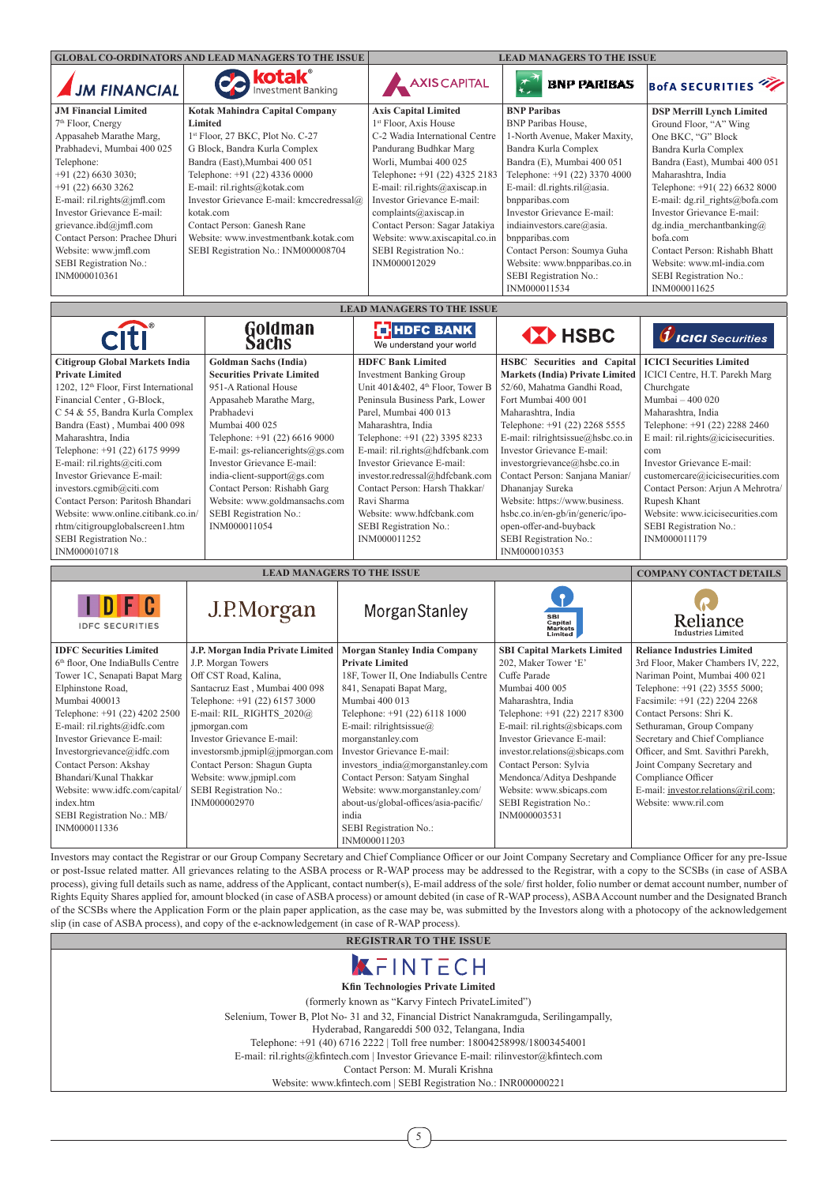| GLOBAL CO-ORDINATORS AND LEAD MANAGERS TO THE ISSUE | | LEAD MANAGERS TO THE ISSUE | | |
|---|---|---|---|---|
| JM FINANCIAL | kotak® Investment Banking | AXIS CAPITAL | BNP PARIBAS | BofA SECURITIES |
| **JM Financial Limited**<br>7th Floor, Cnergy<br>Appasaheb Marathe Marg,<br>Prabhadevi, Mumbai 400 025<br>Telephone:<br>+91 (22) 6630 3030;<br>+91 (22) 6630 3262<br>E-mail: ril.rights@jmfl.com<br>Investor Grievance E-mail: grievance.ibd@jmfl.com<br>Contact Person: Prachee Dhuri<br>Website: www.jmfl.com<br>SEBI Registration No.: INM000010361 | **Kotak Mahindra Capital Company Limited**<br>1st Floor, 27 BKC, Plot No. C-27<br>G Block, Bandra Kurla Complex<br>Bandra (East),Mumbai 400 051<br>Telephone: +91 (22) 4336 0000<br>E-mail: ril.rights@kotak.com<br>Investor Grievance E-mail: kmccredressal@kotak.com<br>Contact Person: Ganesh Rane<br>Website: www.investmentbank.kotak.com<br>SEBI Registration No.: INM000008704 | **Axis Capital Limited**<br>1st Floor, Axis House<br>C-2 Wadia International Centre<br>Pandurang Budhkar Marg<br>Worli, Mumbai 400 025<br>Telephone: +91 (22) 4325 2183<br>E-mail: ril.rights@axiscap.in<br>Investor Grievance E-mail: complaints@axiscap.in<br>Contact Person: Sagar Jatakiya<br>Website: www.axiscapital.co.in<br>SEBI Registration No.: INM000012029 | **BNP Paribas**<br>BNP Paribas House,<br>1-North Avenue, Maker Maxity,<br>Bandra Kurla Complex<br>Bandra (E), Mumbai 400 051<br>Telephone: +91 (22) 3370 4000<br>E-mail: dl.rights.ril@asia.bnpparibas.com<br>Investor Grievance E-mail: indiainvestors.care@asia.bnpparibas.com<br>Contact Person: Soumya Guha<br>Website: www.bnpparibas.co.in<br>SEBI Registration No.: INM000011534 | **DSP Merrill Lynch Limited**<br>Ground Floor, "A" Wing<br>One BKC, "G" Block<br>Bandra Kurla Complex<br>Bandra (East), Mumbai 400 051<br>Maharashtra, India<br>Telephone: +91( 22) 6632 8000<br>E-mail: dg.ril_rights@bofa.com<br>Investor Grievance E-mail: dg.india_merchantbanking@bofa.com<br>Contact Person: Rishabh Bhatt<br>Website: www.ml-india.com<br>SEBI Registration No.: INM000011625 |

| LEAD MANAGERS TO THE ISSUE | | | | |
|---|---|---|---|---|
| citi® | Goldman Sachs | HDFC BANK We understand your world | HSBC | ICICI Securities |
| **Citigroup Global Markets India Private Limited**<br>1202, 12th Floor, First International Financial Center, G-Block,<br>C 54 & 55, Bandra Kurla Complex<br>Bandra (East) , Mumbai 400 098<br>Maharashtra, India<br>Telephone: +91 (22) 6175 9999<br>E-mail: ril.rights@citi.com<br>Investor Grievance E-mail: investors.cgmib@citi.com<br>Contact Person: Paritosh Bhandari<br>Website: www.online.citibank.co.in/rhtm/citigroupglobalscreen1.htm<br>SEBI Registration No.: INM000010718 | **Goldman Sachs (India) Securities Private Limited**<br>951-A Rational House<br>Appasaheb Marathe Marg,<br>Prabhadevi<br>Mumbai 400 025<br>Telephone: +91 (22) 6616 9000<br>E-mail: gs-reliancerights@gs.com<br>Investor Grievance E-mail: india-client-support@gs.com<br>Contact Person: Rishabh Garg<br>Website: www.goldmansachs.com<br>SEBI Registration No.: INM000011054 | **HDFC Bank Limited**<br>Investment Banking Group<br>Unit 401&402, 4th Floor, Tower B<br>Peninsula Business Park, Lower Parel, Mumbai 400 013<br>Maharashtra, India<br>Telephone: +91 (22) 3395 8233<br>E-mail: ril.rights@hdfcbank.com<br>Investor Grievance E-mail: investor.redressal@hdfcbank.com<br>Contact Person: Harsh Thakkar/ Ravi Sharma<br>Website: www.hdfcbank.com<br>SEBI Registration No.: INM000011252 | **HSBC Securities and Capital Markets (India) Private Limited**<br>52/60, Mahatma Gandhi Road,<br>Fort Mumbai 400 001<br>Maharashtra, India<br>Telephone: +91 (22) 2268 5555<br>E-mail: rilrightsissue@hsbc.co.in<br>Investor Grievance E-mail: investorgrievance@hsbc.co.in<br>Contact Person: Sanjana Maniar/ Dhananjay Sureka<br>Website: https://www.business.hsbc.co.in/en-gb/in/generic/ipo-open-offer-and-buyback<br>SEBI Registration No.: INM000010353 | **ICICI Securities Limited**<br>ICICI Centre, H.T. Parekh Marg<br>Churchgate<br>Mumbai – 400 020<br>Maharashtra, India<br>Telephone: +91 (22) 2288 2460<br>E mail: ril.rights@icicisecurities.com<br>Investor Grievance E-mail: customercare@icicisecurities.com<br>Contact Person: Arjun A Mehrotra/ Rupesh Khant<br>Website: www.icicisecurities.com<br>SEBI Registration No.: INM000011179 |

| LEAD MANAGERS TO THE ISSUE | | | | COMPANY CONTACT DETAILS |
|---|---|---|---|---|
| IDFC SECURITIES | J.P.Morgan | Morgan Stanley | SBI Capital Markets Limited | Reliance Industries Limited |
| **IDFC Securities Limited**<br>6th floor, One IndiaBulls Centre<br>Tower 1C, Senapati Bapat Marg<br>Elphinstone Road,<br>Mumbai 400013<br>Telephone: +91 (22) 4202 2500<br>E-mail: ril.rights@idfc.com<br>Investor Grievance E-mail: Investorgrievance@idfc.com<br>Contact Person: Akshay Bhandari/Kunal Thakkar<br>Website: www.idfc.com/capital/index.htm<br>SEBI Registration No.: MB/INM000011336 | **J.P. Morgan India Private Limited**<br>J.P. Morgan Towers<br>Off CST Road, Kalina,<br>Santacruz East , Mumbai 400 098<br>Telephone: +91 (22) 6157 3000<br>E-mail: RIL_RIGHTS_2020@jpmorgan.com<br>Investor Grievance E-mail: investorsmb.jpmipl@jpmorgan.com<br>Contact Person: Shagun Gupta<br>Website: www.jpmipl.com<br>SEBI Registration No.: INM000002970 | **Morgan Stanley India Company Private Limited**<br>18F, Tower II, One Indiabulls Centre<br>841, Senapati Bapat Marg,<br>Mumbai 400 013<br>Telephone: +91 (22) 6118 1000<br>E-mail: rilrightsissue@morganstanley.com<br>Investor Grievance E-mail: investors_india@morganstanley.com<br>Contact Person: Satyam Singhal<br>Website: www.morganstanley.com/about-us/global-offices/asia-pacific/india<br>SEBI Registration No.: INM000011203 | **SBI Capital Markets Limited**<br>202, Maker Tower 'E'<br>Cuffe Parade<br>Mumbai 400 005<br>Maharashtra, India<br>Telephone: +91 (22) 2217 8300<br>E-mail: ril.rights@sbicaps.com<br>Investor Grievance E-mail: investor.relations@sbicaps.com<br>Contact Person: Sylvia Mendonca/Aditya Deshpande<br>Website: www.sbicaps.com<br>SEBI Registration No.: INM000003531 | **Reliance Industries Limited**<br>3rd Floor, Maker Chambers IV, 222, Nariman Point, Mumbai 400 021<br>Telephone: +91 (22) 3555 5000;<br>Facsimile: +91 (22) 2204 2268<br>Contact Persons: Shri K. Sethuraman, Group Company Secretary and Chief Compliance Officer, and Smt. Savithri Parekh, Joint Company Secretary and Compliance Officer<br>E-mail: investor.relations@ril.com;<br>Website: www.ril.com |

Investors may contact the Registrar or our Group Company Secretary and Chief Compliance Officer or our Joint Company Secretary and Compliance Officer for any pre-Issue or post-Issue related matter. All grievances relating to the ASBA process or R-WAP process may be addressed to the Registrar, with a copy to the SCSBs (in case of ASBA process), giving full details such as name, address of the Applicant, contact number(s), E-mail address of the sole/ first holder, folio number or demat account number, number of Rights Equity Shares applied for, amount blocked (in case of ASBA process) or amount debited (in case of R-WAP process), ASBA Account number and the Designated Branch of the SCSBs where the Application Form or the plain paper application, as the case may be, was submitted by the Investors along with a photocopy of the acknowledgement slip (in case of ASBA process), and copy of the e-acknowledgement (in case of R-WAP process).

## REGISTRAR TO THE ISSUE

KFINTECH

**Kfin Technologies Private Limited**

(formerly known as "Karvy Fintech PrivateLimited")

Selenium, Tower B, Plot No- 31 and 32, Financial District Nanakramguda, Serilingampally,
Hyderabad, Rangareddi 500 032, Telangana, India

Telephone: +91 (40) 6716 2222 | Toll free number: 18004258998/18003454001

E-mail: ril.rights@kfintech.com | Investor Grievance E-mail: rilinvestor@kfintech.com

Contact Person: M. Murali Krishna

Website: www.kfintech.com | SEBI Registration No.: INR000000221